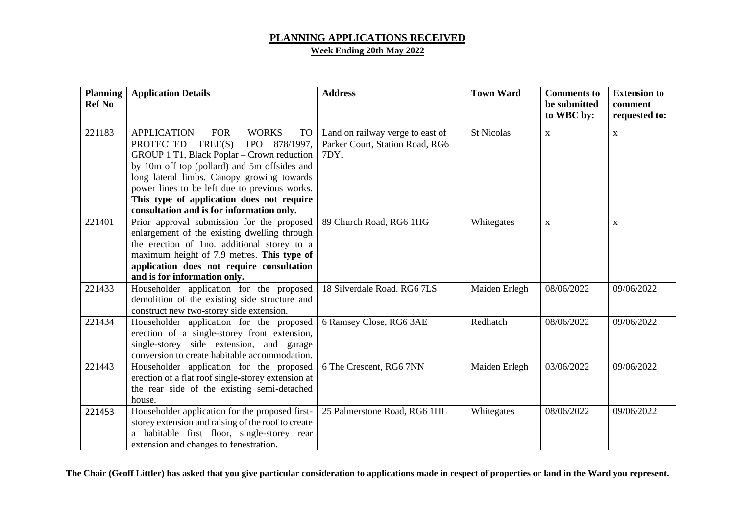# PLANNING APPLICATIONS RECEIVED

## Week Ending 20th May 2022

| Planning Ref No | Application Details | Address | Town Ward | Comments to be submitted to WBC by: | Extension to comment requested to: |
|---|---|---|---|---|---|
| 221183 | APPLICATION FOR WORKS TO PROTECTED TREE(S) TPO 878/1997, GROUP 1 T1, Black Poplar – Crown reduction by 10m off top (pollard) and 5m offsides and long lateral limbs. Canopy growing towards power lines to be left due to previous works. **This type of application does not require consultation and is for information only.** | Land on railway verge to east of Parker Court, Station Road, RG6 7DY. | St Nicolas | x | x |
| 221401 | Prior approval submission for the proposed enlargement of the existing dwelling through the erection of 1no. additional storey to a maximum height of 7.9 metres. **This type of application does not require consultation and is for information only.** | 89 Church Road, RG6 1HG | Whitegates | x | x |
| 221433 | Householder application for the proposed demolition of the existing side structure and construct new two-storey side extension. | 18 Silverdale Road. RG6 7LS | Maiden Erlegh | 08/06/2022 | 09/06/2022 |
| 221434 | Householder application for the proposed erection of a single-storey front extension, single-storey side extension, and garage conversion to create habitable accommodation. | 6 Ramsey Close, RG6 3AE | Redhatch | 08/06/2022 | 09/06/2022 |
| 221443 | Householder application for the proposed erection of a flat roof single-storey extension at the rear side of the existing semi-detached house. | 6 The Crescent, RG6 7NN | Maiden Erlegh | 03/06/2022 | 09/06/2022 |
| 221453 | Householder application for the proposed first-storey extension and raising of the roof to create a habitable first floor, single-storey rear extension and changes to fenestration. | 25 Palmerstone Road, RG6 1HL | Whitegates | 08/06/2022 | 09/06/2022 |

**The Chair (Geoff Littler) has asked that you give particular consideration to applications made in respect of properties or land in the Ward you represent.**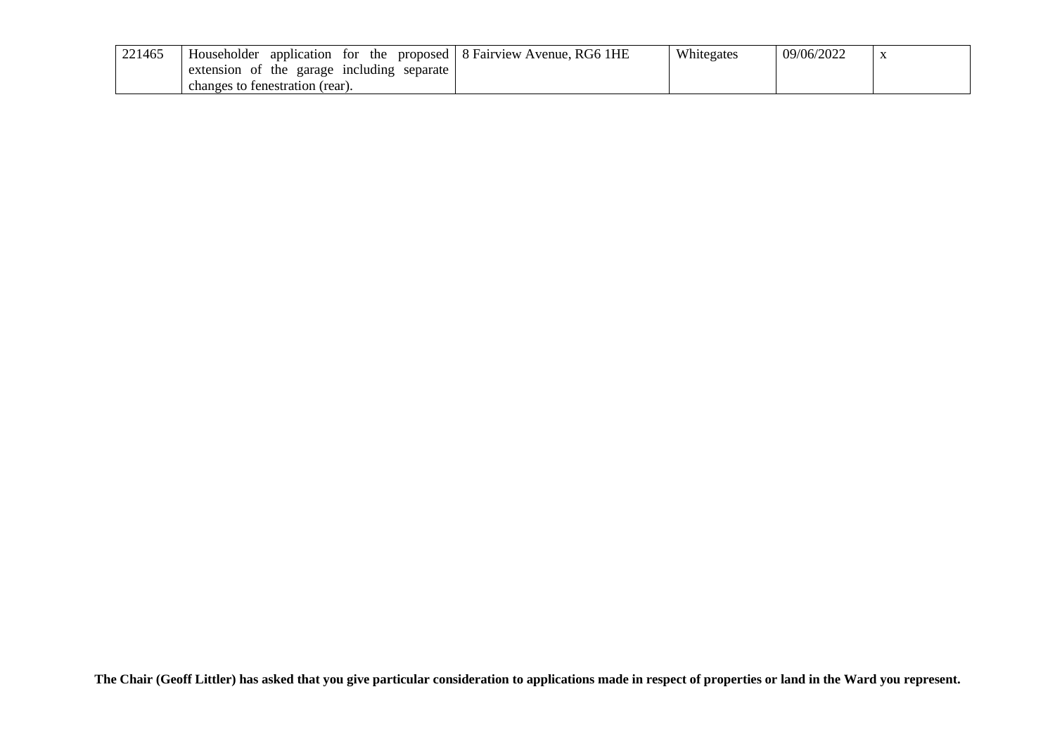| | | | | | |
|---|---|---|---|---|---|
| 221465 | Householder application for the proposed extension of the garage including separate changes to fenestration (rear). | 8 Fairview Avenue, RG6 1HE | Whitegates | 09/06/2022 | x |

**The Chair (Geoff Littler) has asked that you give particular consideration to applications made in respect of properties or land in the Ward you represent.**